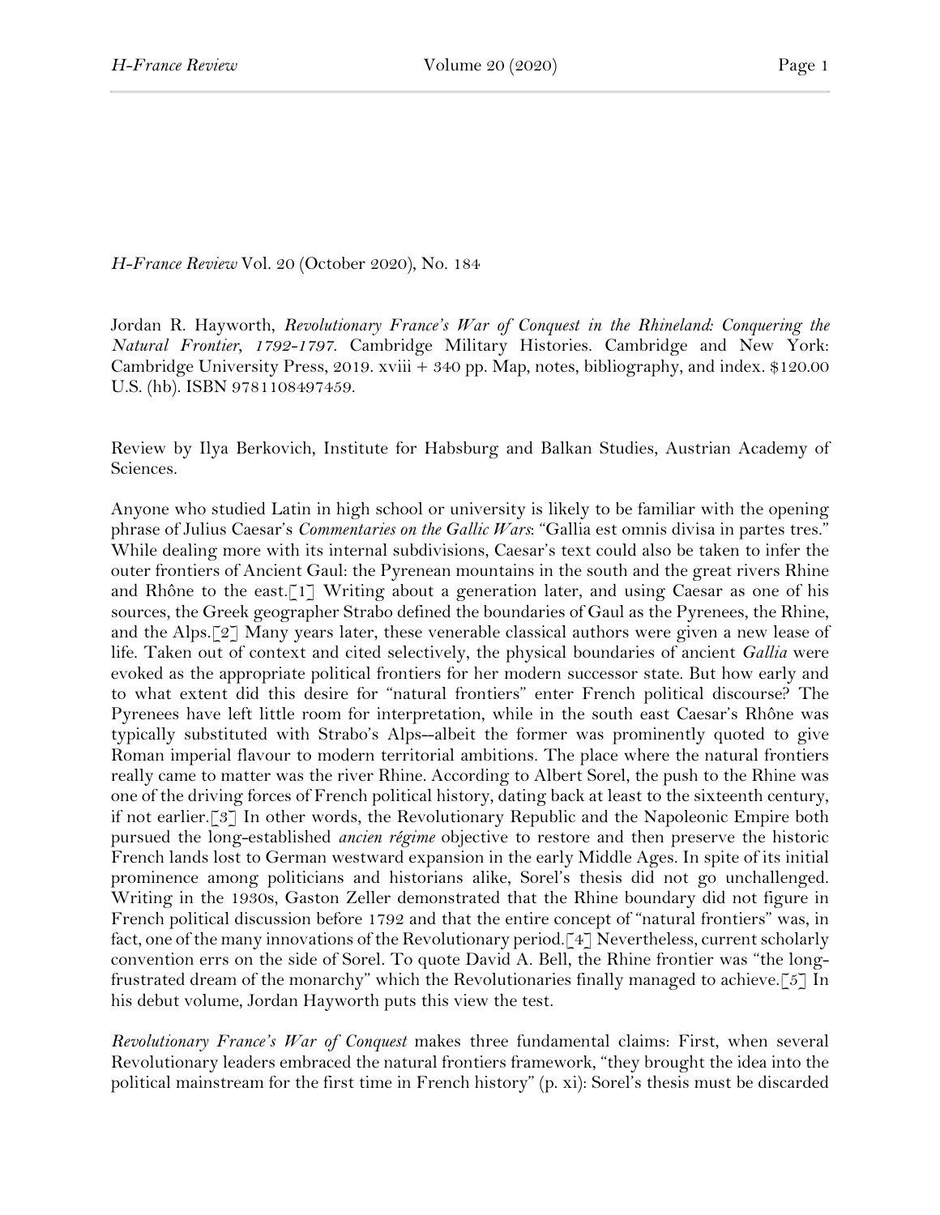*H-France Review* Vol. 20 (October 2020), No. 184

Jordan R. Hayworth, *Revolutionary France's War of Conquest in the Rhineland: Conquering the Natural Frontier, 1792-1797*. Cambridge Military Histories. Cambridge and New York: Cambridge University Press, 2019. xviii + 340 pp. Map, notes, bibliography, and index. $120.00 U.S. (hb). ISBN 9781108497459.

Review by Ilya Berkovich, Institute for Habsburg and Balkan Studies, Austrian Academy of Sciences.

Anyone who studied Latin in high school or university is likely to be familiar with the opening phrase of Julius Caesar's *Commentaries on the Gallic Wars*: "Gallia est omnis divisa in partes tres." While dealing more with its internal subdivisions, Caesar's text could also be taken to infer the outer frontiers of Ancient Gaul: the Pyrenean mountains in the south and the great rivers Rhine and Rhône to the east.[1] Writing about a generation later, and using Caesar as one of his sources, the Greek geographer Strabo defined the boundaries of Gaul as the Pyrenees, the Rhine, and the Alps.[2] Many years later, these venerable classical authors were given a new lease of life. Taken out of context and cited selectively, the physical boundaries of ancient *Gallia* were evoked as the appropriate political frontiers for her modern successor state. But how early and to what extent did this desire for "natural frontiers" enter French political discourse? The Pyrenees have left little room for interpretation, while in the south east Caesar's Rhône was typically substituted with Strabo's Alps--albeit the former was prominently quoted to give Roman imperial flavour to modern territorial ambitions. The place where the natural frontiers really came to matter was the river Rhine. According to Albert Sorel, the push to the Rhine was one of the driving forces of French political history, dating back at least to the sixteenth century, if not earlier.[3] In other words, the Revolutionary Republic and the Napoleonic Empire both pursued the long-established *ancien régime* objective to restore and then preserve the historic French lands lost to German westward expansion in the early Middle Ages. In spite of its initial prominence among politicians and historians alike, Sorel's thesis did not go unchallenged. Writing in the 1930s, Gaston Zeller demonstrated that the Rhine boundary did not figure in French political discussion before 1792 and that the entire concept of "natural frontiers" was, in fact, one of the many innovations of the Revolutionary period.[4] Nevertheless, current scholarly convention errs on the side of Sorel. To quote David A. Bell, the Rhine frontier was "the long-frustrated dream of the monarchy" which the Revolutionaries finally managed to achieve.[5] In his debut volume, Jordan Hayworth puts this view the test.

*Revolutionary France's War of Conquest* makes three fundamental claims: First, when several Revolutionary leaders embraced the natural frontiers framework, "they brought the idea into the political mainstream for the first time in French history" (p. xi): Sorel's thesis must be discarded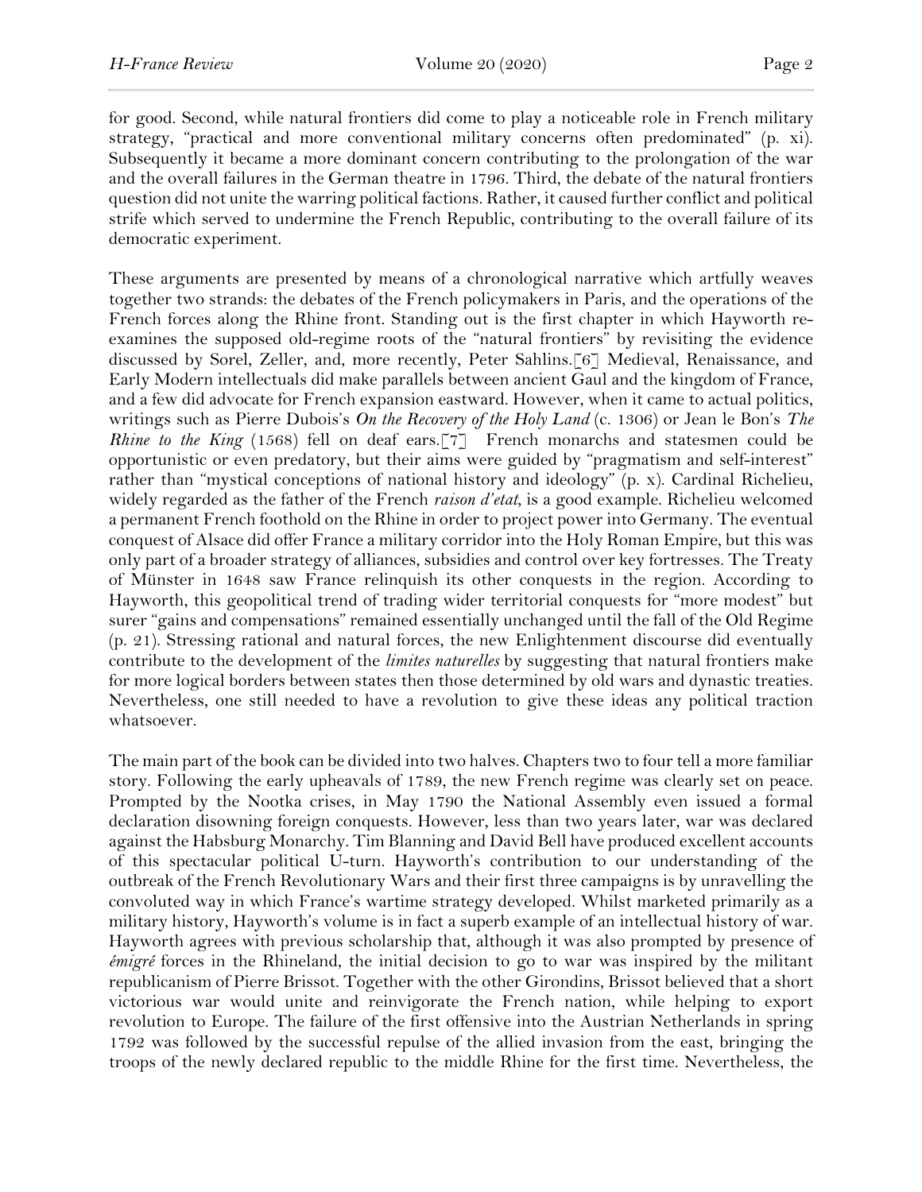for good. Second, while natural frontiers did come to play a noticeable role in French military strategy, "practical and more conventional military concerns often predominated" (p. xi). Subsequently it became a more dominant concern contributing to the prolongation of the war and the overall failures in the German theatre in 1796. Third, the debate of the natural frontiers question did not unite the warring political factions. Rather, it caused further conflict and political strife which served to undermine the French Republic, contributing to the overall failure of its democratic experiment.

These arguments are presented by means of a chronological narrative which artfully weaves together two strands: the debates of the French policymakers in Paris, and the operations of the French forces along the Rhine front. Standing out is the first chapter in which Hayworth re-examines the supposed old-regime roots of the "natural frontiers" by revisiting the evidence discussed by Sorel, Zeller, and, more recently, Peter Sahlins.[6] Medieval, Renaissance, and Early Modern intellectuals did make parallels between ancient Gaul and the kingdom of France, and a few did advocate for French expansion eastward. However, when it came to actual politics, writings such as Pierre Dubois's *On the Recovery of the Holy Land* (c. 1306) or Jean le Bon's *The Rhine to the King* (1568) fell on deaf ears.[7] French monarchs and statesmen could be opportunistic or even predatory, but their aims were guided by "pragmatism and self-interest" rather than "mystical conceptions of national history and ideology" (p. x). Cardinal Richelieu, widely regarded as the father of the French *raison d'etat*, is a good example. Richelieu welcomed a permanent French foothold on the Rhine in order to project power into Germany. The eventual conquest of Alsace did offer France a military corridor into the Holy Roman Empire, but this was only part of a broader strategy of alliances, subsidies and control over key fortresses. The Treaty of Münster in 1648 saw France relinquish its other conquests in the region. According to Hayworth, this geopolitical trend of trading wider territorial conquests for "more modest" but surer "gains and compensations" remained essentially unchanged until the fall of the Old Regime (p. 21). Stressing rational and natural forces, the new Enlightenment discourse did eventually contribute to the development of the *limites naturelles* by suggesting that natural frontiers make for more logical borders between states then those determined by old wars and dynastic treaties. Nevertheless, one still needed to have a revolution to give these ideas any political traction whatsoever.

The main part of the book can be divided into two halves. Chapters two to four tell a more familiar story. Following the early upheavals of 1789, the new French regime was clearly set on peace. Prompted by the Nootka crises, in May 1790 the National Assembly even issued a formal declaration disowning foreign conquests. However, less than two years later, war was declared against the Habsburg Monarchy. Tim Blanning and David Bell have produced excellent accounts of this spectacular political U-turn. Hayworth's contribution to our understanding of the outbreak of the French Revolutionary Wars and their first three campaigns is by unravelling the convoluted way in which France's wartime strategy developed. Whilst marketed primarily as a military history, Hayworth's volume is in fact a superb example of an intellectual history of war. Hayworth agrees with previous scholarship that, although it was also prompted by presence of *émigré* forces in the Rhineland, the initial decision to go to war was inspired by the militant republicanism of Pierre Brissot. Together with the other Girondins, Brissot believed that a short victorious war would unite and reinvigorate the French nation, while helping to export revolution to Europe. The failure of the first offensive into the Austrian Netherlands in spring 1792 was followed by the successful repulse of the allied invasion from the east, bringing the troops of the newly declared republic to the middle Rhine for the first time. Nevertheless, the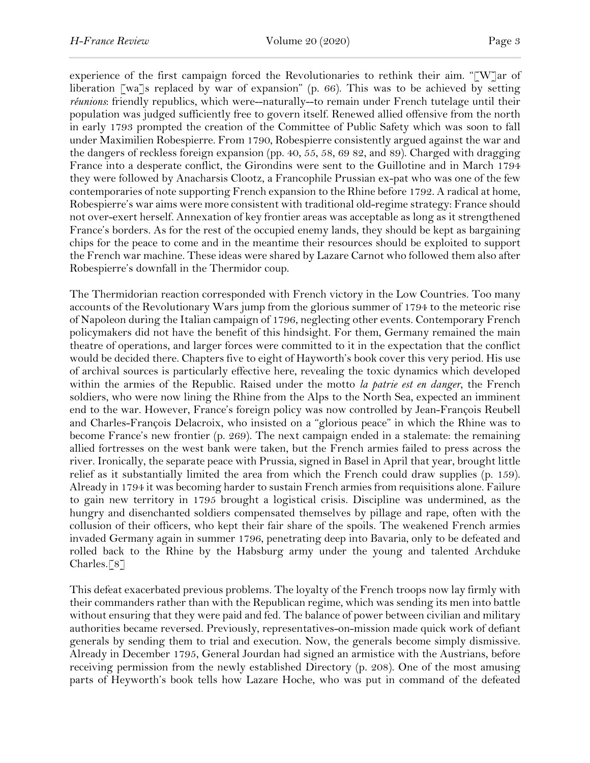experience of the first campaign forced the Revolutionaries to rethink their aim. "[W]ar of liberation [wa]s replaced by war of expansion" (p. 66). This was to be achieved by setting *réunions*: friendly republics, which were--naturally--to remain under French tutelage until their population was judged sufficiently free to govern itself. Renewed allied offensive from the north in early 1793 prompted the creation of the Committee of Public Safety which was soon to fall under Maximilien Robespierre. From 1790, Robespierre consistently argued against the war and the dangers of reckless foreign expansion (pp. 40, 55, 58, 69 82, and 89). Charged with dragging France into a desperate conflict, the Girondins were sent to the Guillotine and in March 1794 they were followed by Anacharsis Clootz, a Francophile Prussian ex-pat who was one of the few contemporaries of note supporting French expansion to the Rhine before 1792. A radical at home, Robespierre's war aims were more consistent with traditional old-regime strategy: France should not over-exert herself. Annexation of key frontier areas was acceptable as long as it strengthened France's borders. As for the rest of the occupied enemy lands, they should be kept as bargaining chips for the peace to come and in the meantime their resources should be exploited to support the French war machine. These ideas were shared by Lazare Carnot who followed them also after Robespierre's downfall in the Thermidor coup.

The Thermidorian reaction corresponded with French victory in the Low Countries. Too many accounts of the Revolutionary Wars jump from the glorious summer of 1794 to the meteoric rise of Napoleon during the Italian campaign of 1796, neglecting other events. Contemporary French policymakers did not have the benefit of this hindsight. For them, Germany remained the main theatre of operations, and larger forces were committed to it in the expectation that the conflict would be decided there. Chapters five to eight of Hayworth's book cover this very period. His use of archival sources is particularly effective here, revealing the toxic dynamics which developed within the armies of the Republic. Raised under the motto *la patrie est en danger*, the French soldiers, who were now lining the Rhine from the Alps to the North Sea, expected an imminent end to the war. However, France's foreign policy was now controlled by Jean-François Reubell and Charles-François Delacroix, who insisted on a "glorious peace" in which the Rhine was to become France's new frontier (p. 269). The next campaign ended in a stalemate: the remaining allied fortresses on the west bank were taken, but the French armies failed to press across the river. Ironically, the separate peace with Prussia, signed in Basel in April that year, brought little relief as it substantially limited the area from which the French could draw supplies (p. 159). Already in 1794 it was becoming harder to sustain French armies from requisitions alone. Failure to gain new territory in 1795 brought a logistical crisis. Discipline was undermined, as the hungry and disenchanted soldiers compensated themselves by pillage and rape, often with the collusion of their officers, who kept their fair share of the spoils. The weakened French armies invaded Germany again in summer 1796, penetrating deep into Bavaria, only to be defeated and rolled back to the Rhine by the Habsburg army under the young and talented Archduke Charles.[8]

This defeat exacerbated previous problems. The loyalty of the French troops now lay firmly with their commanders rather than with the Republican regime, which was sending its men into battle without ensuring that they were paid and fed. The balance of power between civilian and military authorities became reversed. Previously, representatives-on-mission made quick work of defiant generals by sending them to trial and execution. Now, the generals become simply dismissive. Already in December 1795, General Jourdan had signed an armistice with the Austrians, before receiving permission from the newly established Directory (p. 208). One of the most amusing parts of Heyworth's book tells how Lazare Hoche, who was put in command of the defeated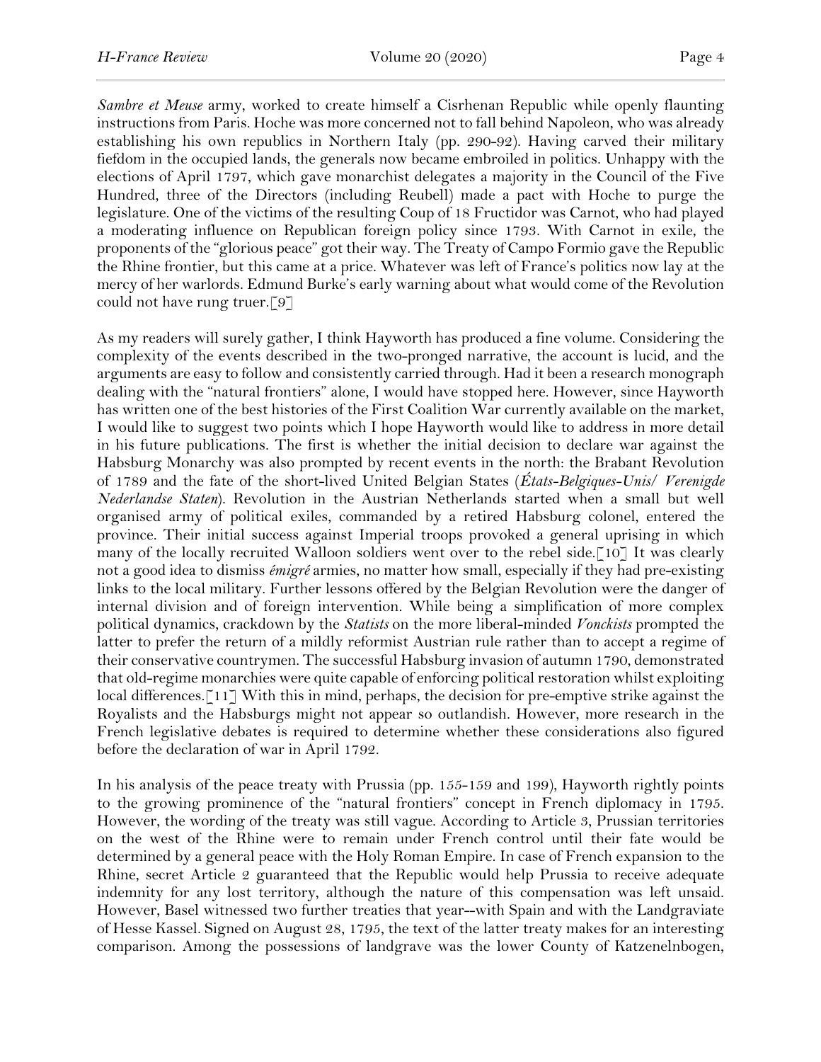*Sambre et Meuse* army, worked to create himself a Cisrhenan Republic while openly flaunting instructions from Paris. Hoche was more concerned not to fall behind Napoleon, who was already establishing his own republics in Northern Italy (pp. 290-92). Having carved their military fiefdom in the occupied lands, the generals now became embroiled in politics. Unhappy with the elections of April 1797, which gave monarchist delegates a majority in the Council of the Five Hundred, three of the Directors (including Reubell) made a pact with Hoche to purge the legislature. One of the victims of the resulting Coup of 18 Fructidor was Carnot, who had played a moderating influence on Republican foreign policy since 1793. With Carnot in exile, the proponents of the "glorious peace" got their way. The Treaty of Campo Formio gave the Republic the Rhine frontier, but this came at a price. Whatever was left of France's politics now lay at the mercy of her warlords. Edmund Burke's early warning about what would come of the Revolution could not have rung truer.[9]

As my readers will surely gather, I think Hayworth has produced a fine volume. Considering the complexity of the events described in the two-pronged narrative, the account is lucid, and the arguments are easy to follow and consistently carried through. Had it been a research monograph dealing with the "natural frontiers" alone, I would have stopped here. However, since Hayworth has written one of the best histories of the First Coalition War currently available on the market, I would like to suggest two points which I hope Hayworth would like to address in more detail in his future publications. The first is whether the initial decision to declare war against the Habsburg Monarchy was also prompted by recent events in the north: the Brabant Revolution of 1789 and the fate of the short-lived United Belgian States (*États-Belgiques-Unis/ Verenigde Nederlandse Staten*). Revolution in the Austrian Netherlands started when a small but well organised army of political exiles, commanded by a retired Habsburg colonel, entered the province. Their initial success against Imperial troops provoked a general uprising in which many of the locally recruited Walloon soldiers went over to the rebel side.[10] It was clearly not a good idea to dismiss *émigré* armies, no matter how small, especially if they had pre-existing links to the local military. Further lessons offered by the Belgian Revolution were the danger of internal division and of foreign intervention. While being a simplification of more complex political dynamics, crackdown by the *Statists* on the more liberal-minded *Vonckists* prompted the latter to prefer the return of a mildly reformist Austrian rule rather than to accept a regime of their conservative countrymen. The successful Habsburg invasion of autumn 1790, demonstrated that old-regime monarchies were quite capable of enforcing political restoration whilst exploiting local differences.[11] With this in mind, perhaps, the decision for pre-emptive strike against the Royalists and the Habsburgs might not appear so outlandish. However, more research in the French legislative debates is required to determine whether these considerations also figured before the declaration of war in April 1792.

In his analysis of the peace treaty with Prussia (pp. 155-159 and 199), Hayworth rightly points to the growing prominence of the "natural frontiers" concept in French diplomacy in 1795. However, the wording of the treaty was still vague. According to Article 3, Prussian territories on the west of the Rhine were to remain under French control until their fate would be determined by a general peace with the Holy Roman Empire. In case of French expansion to the Rhine, secret Article 2 guaranteed that the Republic would help Prussia to receive adequate indemnity for any lost territory, although the nature of this compensation was left unsaid. However, Basel witnessed two further treaties that year--with Spain and with the Landgraviate of Hesse Kassel. Signed on August 28, 1795, the text of the latter treaty makes for an interesting comparison. Among the possessions of landgrave was the lower County of Katzenelnbogen,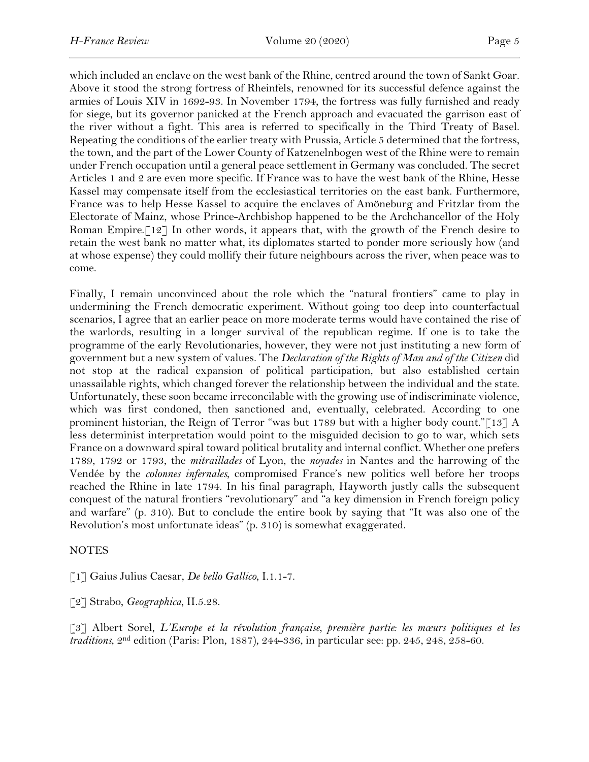which included an enclave on the west bank of the Rhine, centred around the town of Sankt Goar. Above it stood the strong fortress of Rheinfels, renowned for its successful defence against the armies of Louis XIV in 1692-93. In November 1794, the fortress was fully furnished and ready for siege, but its governor panicked at the French approach and evacuated the garrison east of the river without a fight. This area is referred to specifically in the Third Treaty of Basel. Repeating the conditions of the earlier treaty with Prussia, Article 5 determined that the fortress, the town, and the part of the Lower County of Katzenelnbogen west of the Rhine were to remain under French occupation until a general peace settlement in Germany was concluded. The secret Articles 1 and 2 are even more specific. If France was to have the west bank of the Rhine, Hesse Kassel may compensate itself from the ecclesiastical territories on the east bank. Furthermore, France was to help Hesse Kassel to acquire the enclaves of Amöneburg and Fritzlar from the Electorate of Mainz, whose Prince-Archbishop happened to be the Archchancellor of the Holy Roman Empire.[12] In other words, it appears that, with the growth of the French desire to retain the west bank no matter what, its diplomats started to ponder more seriously how (and at whose expense) they could mollify their future neighbours across the river, when peace was to come.

Finally, I remain unconvinced about the role which the "natural frontiers" came to play in undermining the French democratic experiment. Without going too deep into counterfactual scenarios, I agree that an earlier peace on more moderate terms would have contained the rise of the warlords, resulting in a longer survival of the republican regime. If one is to take the programme of the early Revolutionaries, however, they were not just instituting a new form of government but a new system of values. The *Declaration of the Rights of Man and of the Citizen* did not stop at the radical expansion of political participation, but also established certain unassailable rights, which changed forever the relationship between the individual and the state. Unfortunately, these soon became irreconcilable with the growing use of indiscriminate violence, which was first condoned, then sanctioned and, eventually, celebrated. According to one prominent historian, the Reign of Terror "was but 1789 but with a higher body count."[13] A less determinist interpretation would point to the misguided decision to go to war, which sets France on a downward spiral toward political brutality and internal conflict. Whether one prefers 1789, 1792 or 1793, the *mitraillades* of Lyon, the *noyades* in Nantes and the harrowing of the Vendée by the *colonnes infernales*, compromised France's new politics well before her troops reached the Rhine in late 1794. In his final paragraph, Hayworth justly calls the subsequent conquest of the natural frontiers "revolutionary" and "a key dimension in French foreign policy and warfare" (p. 310). But to conclude the entire book by saying that "It was also one of the Revolution's most unfortunate ideas" (p. 310) is somewhat exaggerated.

NOTES

[1] Gaius Julius Caesar, *De bello Gallico*, I.1.1-7.

[2] Strabo, *Geographica*, II.5.28.

[3] Albert Sorel, *L'Europe et la révolution française, première partie: les mœurs politiques et les traditions*, 2nd edition (Paris: Plon, 1887), 244-336, in particular see: pp. 245, 248, 258-60.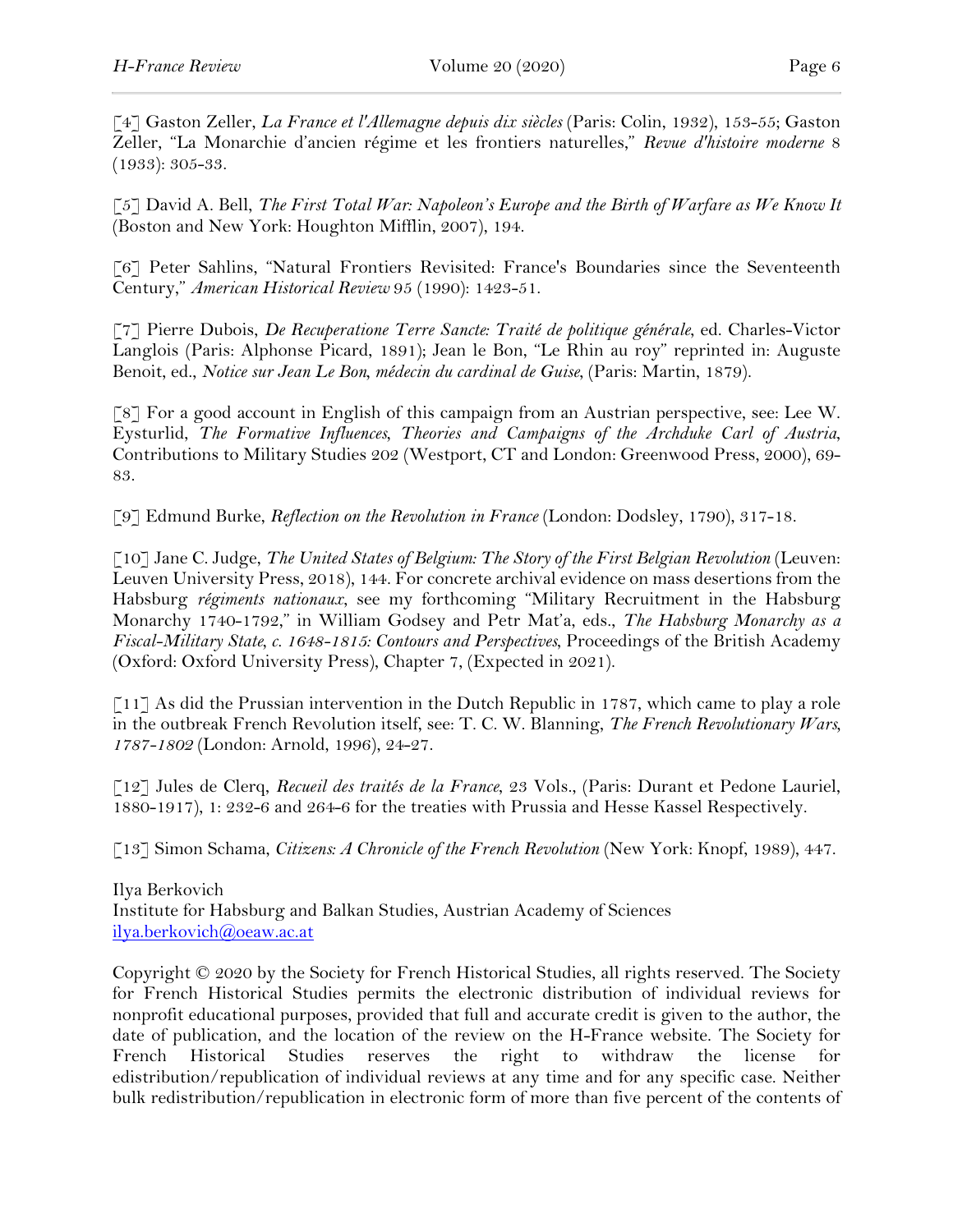[4] Gaston Zeller, *La France et l'Allemagne depuis dix siècles* (Paris: Colin, 1932), 153-55; Gaston Zeller, "La Monarchie d'ancien régime et les frontiers naturelles," *Revue d'histoire moderne* 8 (1933): 305-33.

[5] David A. Bell, *The First Total War: Napoleon's Europe and the Birth of Warfare as We Know It* (Boston and New York: Houghton Mifflin, 2007), 194.

[6] Peter Sahlins, "Natural Frontiers Revisited: France's Boundaries since the Seventeenth Century," *American Historical Review* 95 (1990): 1423-51.

[7] Pierre Dubois, *De Recuperatione Terre Sancte: Traité de politique générale*, ed. Charles-Victor Langlois (Paris: Alphonse Picard, 1891); Jean le Bon, "Le Rhin au roy" reprinted in: Auguste Benoit, ed., *Notice sur Jean Le Bon, médecin du cardinal de Guise*, (Paris: Martin, 1879).

[8] For a good account in English of this campaign from an Austrian perspective, see: Lee W. Eysturlid, *The Formative Influences, Theories and Campaigns of the Archduke Carl of Austria*, Contributions to Military Studies 202 (Westport, CT and London: Greenwood Press, 2000), 69-83.

[9] Edmund Burke, *Reflection on the Revolution in France* (London: Dodsley, 1790), 317-18.

[10] Jane C. Judge, *The United States of Belgium: The Story of the First Belgian Revolution* (Leuven: Leuven University Press, 2018), 144. For concrete archival evidence on mass desertions from the Habsburg *régiments nationaux*, see my forthcoming "Military Recruitment in the Habsburg Monarchy 1740-1792," in William Godsey and Petr Mat'a, eds., *The Habsburg Monarchy as a Fiscal-Military State, c. 1648-1815: Contours and Perspectives*, Proceedings of the British Academy (Oxford: Oxford University Press), Chapter 7, (Expected in 2021).

[11] As did the Prussian intervention in the Dutch Republic in 1787, which came to play a role in the outbreak French Revolution itself, see: T. C. W. Blanning, *The French Revolutionary Wars, 1787-1802* (London: Arnold, 1996), 24-27.

[12] Jules de Clerq, *Recueil des traités de la France*, 23 Vols., (Paris: Durant et Pedone Lauriel, 1880-1917), 1: 232-6 and 264-6 for the treaties with Prussia and Hesse Kassel Respectively.

[13] Simon Schama, *Citizens: A Chronicle of the French Revolution* (New York: Knopf, 1989), 447.

Ilya Berkovich
Institute for Habsburg and Balkan Studies, Austrian Academy of Sciences
ilya.berkovich@oeaw.ac.at

Copyright © 2020 by the Society for French Historical Studies, all rights reserved. The Society for French Historical Studies permits the electronic distribution of individual reviews for nonprofit educational purposes, provided that full and accurate credit is given to the author, the date of publication, and the location of the review on the H-France website. The Society for French Historical Studies reserves the right to withdraw the license for edistribution/republication of individual reviews at any time and for any specific case. Neither bulk redistribution/republication in electronic form of more than five percent of the contents of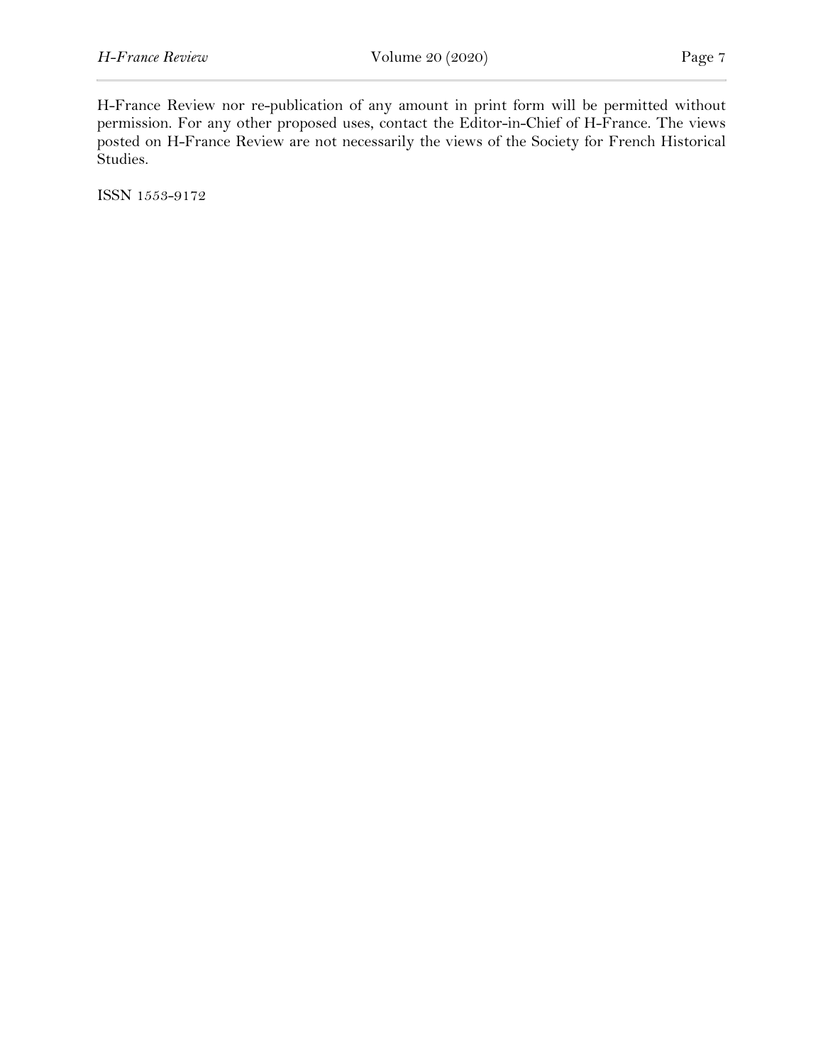H-France Review nor re-publication of any amount in print form will be permitted without permission. For any other proposed uses, contact the Editor-in-Chief of H-France. The views posted on H-France Review are not necessarily the views of the Society for French Historical Studies.

ISSN 1553-9172